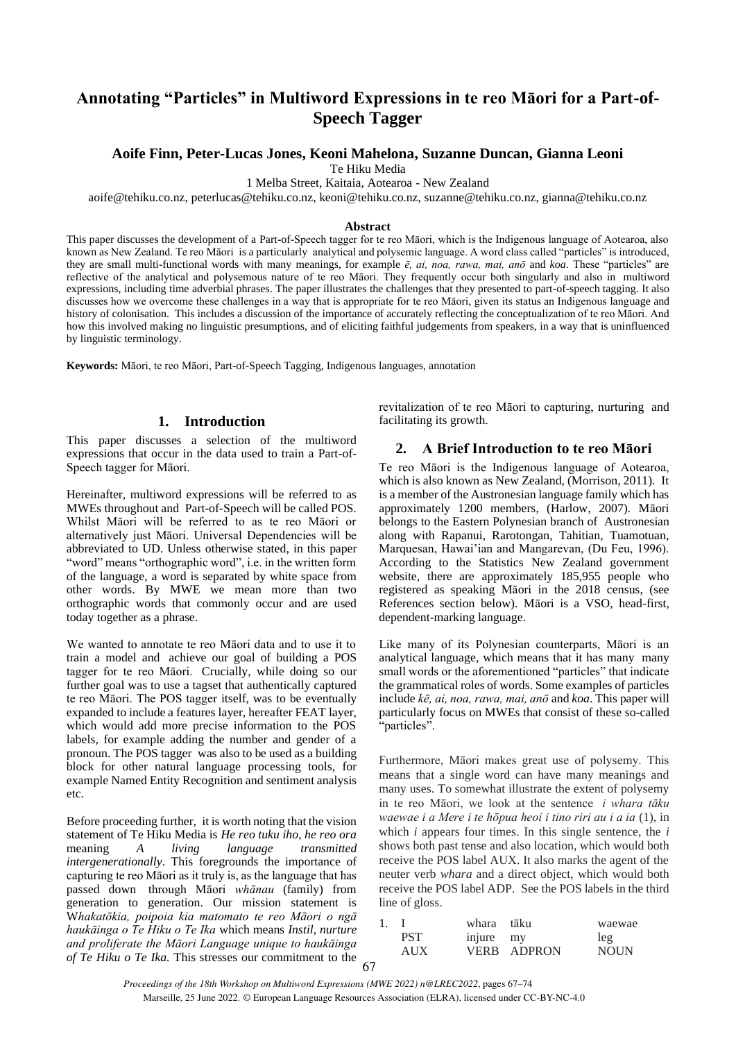# Annotating "Particles" in Multiword Expressions in te reo Māori for a Part-of-Speech Tagger

**Aoife Finn, Peter-Lucas Jones, Keoni Mahelona, Suzanne Duncan, Gianna Leoni**

Te Hiku Media

1 Melba Street, Kaitaia, Aotearoa - New Zealand

aoife@tehiku.co.nz, peterlucas@tehiku.co.nz, keoni@tehiku.co.nz, suzanne@tehiku.co.nz, gianna@tehiku.co.nz

### Abstract

This paper discusses the development of a Part-of-Speech tagger for te reo Māori, which is the Indigenous language of Aotearoa, also known as New Zealand. Te reo Māori is a particularly analytical and polysemic language. A word class called "particles" is introduced, they are small multi-functional words with many meanings, for example *ē, ai, noa, rawa, mai, anō* and *koa*. These "particles" are reflective of the analytical and polysemous nature of te reo Māori. They frequently occur both singularly and also in multiword expressions, including time adverbial phrases. The paper illustrates the challenges that they presented to part-of-speech tagging. It also discusses how we overcome these challenges in a way that is appropriate for te reo Māori, given its status an Indigenous language and history of colonisation. This includes a discussion of the importance of accurately reflecting the conceptualization of te reo Māori. And how this involved making no linguistic presumptions, and of eliciting faithful judgements from speakers, in a way that is uninfluenced by linguistic terminology.

**Keywords:** Māori, te reo Māori, Part-of-Speech Tagging, Indigenous languages, annotation

## 1. Introduction

This paper discusses a selection of the multiword expressions that occur in the data used to train a Part-of-Speech tagger for Māori.

Hereinafter, multiword expressions will be referred to as MWEs throughout and Part-of-Speech will be called POS. Whilst Māori will be referred to as te reo Māori or alternatively just Māori. Universal Dependencies will be abbreviated to UD. Unless otherwise stated, in this paper "word" means "orthographic word", i.e. in the written form of the language, a word is separated by white space from other words. By MWE we mean more than two orthographic words that commonly occur and are used today together as a phrase.

We wanted to annotate te reo Māori data and to use it to train a model and achieve our goal of building a POS tagger for te reo Māori. Crucially, while doing so our further goal was to use a tagset that authentically captured te reo Māori. The POS tagger itself, was to be eventually expanded to include a features layer, hereafter FEAT layer, which would add more precise information to the POS labels, for example adding the number and gender of a pronoun. The POS tagger was also to be used as a building block for other natural language processing tools, for example Named Entity Recognition and sentiment analysis etc.

Before proceeding further, it is worth noting that the vision statement of Te Hiku Media is *He reo tuku iho, he reo ora* meaning *A living language transmitted intergenerationally*. This foregrounds the importance of capturing te reo Māori as it truly is, as the language that has passed down through Māori *whānau* (family) from generation to generation. Our mission statement is W*hakatōkia, poipoia kia matomato te reo Māori o ngā haukāinga o Te Hiku o Te Ika* which means *Instil, nurture and proliferate the Māori Language unique to haukāinga of Te Hiku o Te Ika.* This stresses our commitment to the revitalization of te reo Māori to capturing, nurturing and facilitating its growth.

## 2. A Brief Introduction to te reo Māori

Te reo Māori is the Indigenous language of Aotearoa, which is also known as New Zealand, (Morrison, 2011). It is a member of the Austronesian language family which has approximately 1200 members, (Harlow, 2007). Māori belongs to the Eastern Polynesian branch of Austronesian along with Rapanui, Rarotongan, Tahitian, Tuamotuan, Marquesan, Hawai'ian and Mangarevan, (Du Feu, 1996). According to the Statistics New Zealand government website, there are approximately 185,955 people who registered as speaking Māori in the 2018 census, (see References section below). Māori is a VSO, head-first, dependent-marking language.

Like many of its Polynesian counterparts, Māori is an analytical language, which means that it has many many small words or the aforementioned "particles" that indicate the grammatical roles of words. Some examples of particles include *kē, ai, noa, rawa, mai, anō* and *koa*. This paper will particularly focus on MWEs that consist of these so-called "particles".

Furthermore, Māori makes great use of polysemy. This means that a single word can have many meanings and many uses. To somewhat illustrate the extent of polysemy in te reo Māori, we look at the sentence *i whara tāku waewae i a Mere i te hōpua heoi i tino riri au i a ia* (1), in which *i* appears four times. In this single sentence, the *i* shows both past tense and also location, which would both receive the POS label AUX. It also marks the agent of the neuter verb *whara* and a direct object, which would both receive the POS label ADP. See the POS labels in the third line of gloss.

1. 

| I | whara | tāku | waewae |
|---|---|---|---|
| PST | injure | my | leg |
| AUX | VERB | ADPRON | NOUN |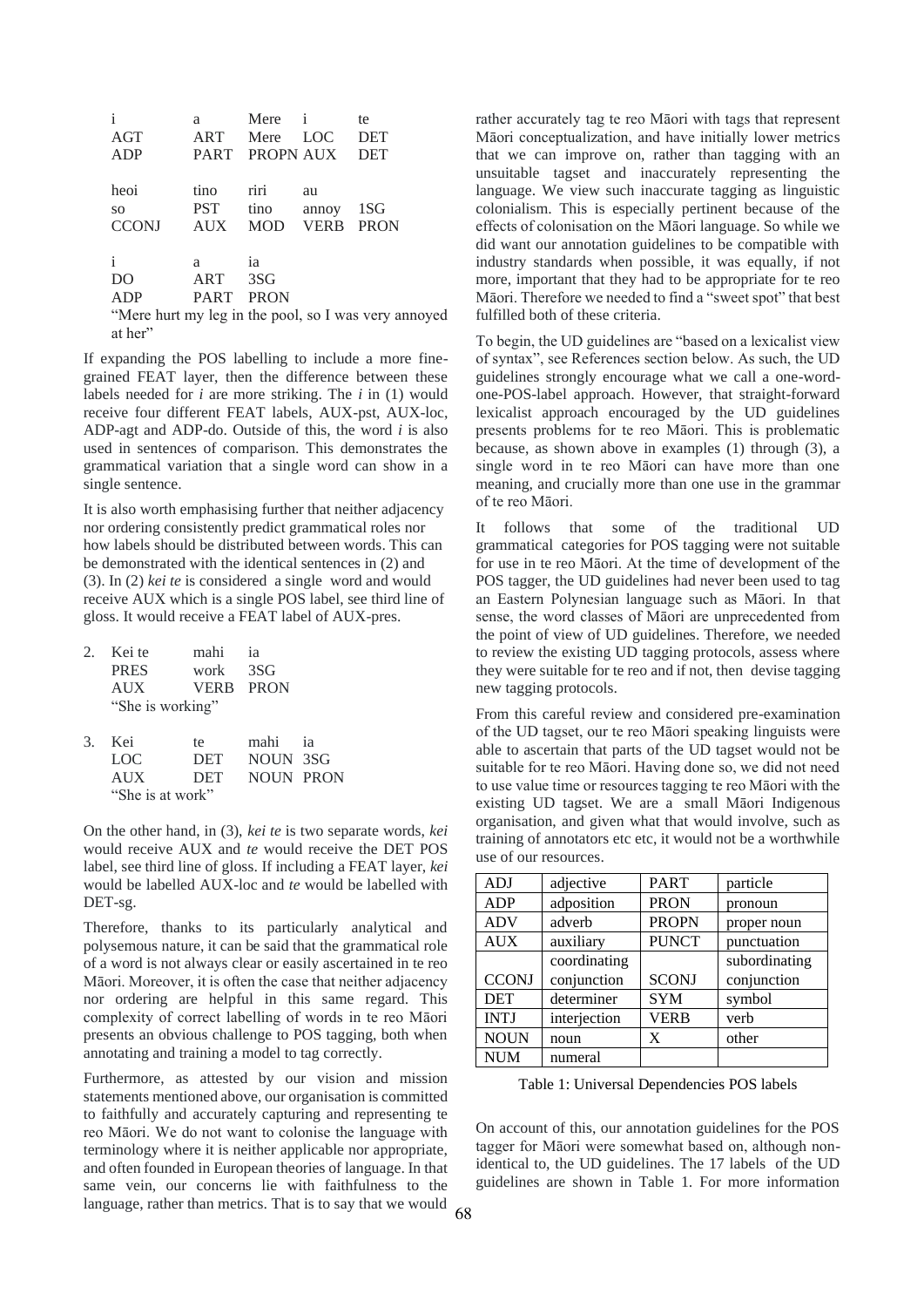| i | a | Mere | i | te |
|---|---|---|---|---|
| AGT | ART | Mere | LOC | DET |
| ADP | PART | PROPN | AUX | DET |

| heoi | tino | riri | au | |
|---|---|---|---|---|
| so | PST | tino | annoy | 1SG |
| CCONJ | AUX | MOD | VERB | PRON |

| i | a | ia |
|---|---|---|
| DO | ART | 3SG |
| ADP | PART | PRON |

"Mere hurt my leg in the pool, so I was very annoyed at her"

If expanding the POS labelling to include a more fine-grained FEAT layer, then the difference between these labels needed for *i* are more striking. The *i* in (1) would receive four different FEAT labels, AUX-pst, AUX-loc, ADP-agt and ADP-do. Outside of this, the word *i* is also used in sentences of comparison. This demonstrates the grammatical variation that a single word can show in a single sentence.

It is also worth emphasising further that neither adjacency nor ordering consistently predict grammatical roles nor how labels should be distributed between words. This can be demonstrated with the identical sentences in (2) and (3). In (2) *kei te* is considered a single word and would receive AUX which is a single POS label, see third line of gloss. It would receive a FEAT label of AUX-pres.

2.

| Kei te | mahi | ia |
|---|---|---|
| PRES | work | 3SG |
| AUX | VERB | PRON |

"She is working"

3.

| Kei | te | mahi | ia |
|---|---|---|---|
| LOC | DET | NOUN | 3SG |
| AUX | DET | NOUN | PRON |

"She is at work"

On the other hand, in (3), *kei te* is two separate words, *kei* would receive AUX and *te* would receive the DET POS label, see third line of gloss. If including a FEAT layer, *kei* would be labelled AUX-loc and *te* would be labelled with DET-sg.

Therefore, thanks to its particularly analytical and polysemous nature, it can be said that the grammatical role of a word is not always clear or easily ascertained in te reo Māori. Moreover, it is often the case that neither adjacency nor ordering are helpful in this same regard. This complexity of correct labelling of words in te reo Māori presents an obvious challenge to POS tagging, both when annotating and training a model to tag correctly.

Furthermore, as attested by our vision and mission statements mentioned above, our organisation is committed to faithfully and accurately capturing and representing te reo Māori. We do not want to colonise the language with terminology where it is neither applicable nor appropriate, and often founded in European theories of language. In that same vein, our concerns lie with faithfulness to the language, rather than metrics. That is to say that we would rather accurately tag te reo Māori with tags that represent Māori conceptualization, and have initially lower metrics that we can improve on, rather than tagging with an unsuitable tagset and inaccurately representing the language. We view such inaccurate tagging as linguistic colonialism. This is especially pertinent because of the effects of colonisation on the Māori language. So while we did want our annotation guidelines to be compatible with industry standards when possible, it was equally, if not more, important that they had to be appropriate for te reo Māori. Therefore we needed to find a "sweet spot" that best fulfilled both of these criteria.

To begin, the UD guidelines are "based on a lexicalist view of syntax", see References section below. As such, the UD guidelines strongly encourage what we call a one-word-one-POS-label approach. However, that straight-forward lexicalist approach encouraged by the UD guidelines presents problems for te reo Māori. This is problematic because, as shown above in examples (1) through (3), a single word in te reo Māori can have more than one meaning, and crucially more than one use in the grammar of te reo Māori.

It follows that some of the traditional UD grammatical categories for POS tagging were not suitable for use in te reo Māori. At the time of development of the POS tagger, the UD guidelines had never been used to tag an Eastern Polynesian language such as Māori. In that sense, the word classes of Māori are unprecedented from the point of view of UD guidelines. Therefore, we needed to review the existing UD tagging protocols, assess where they were suitable for te reo and if not, then devise tagging new tagging protocols.

From this careful review and considered pre-examination of the UD tagset, our te reo Māori speaking linguists were able to ascertain that parts of the UD tagset would not be suitable for te reo Māori. Having done so, we did not need to use value time or resources tagging te reo Māori with the existing UD tagset. We are a small Māori Indigenous organisation, and given what that would involve, such as training of annotators etc etc, it would not be a worthwhile use of our resources.

| ADJ | adjective | PART | particle |
|---|---|---|---|
| ADP | adposition | PRON | pronoun |
| ADV | adverb | PROPN | proper noun |
| AUX | auxiliary | PUNCT | punctuation |
| CCONJ | coordinating conjunction | SCONJ | subordinating conjunction |
| DET | determiner | SYM | symbol |
| INTJ | interjection | VERB | verb |
| NOUN | noun | X | other |
| NUM | numeral | | |

Table 1: Universal Dependencies POS labels

On account of this, our annotation guidelines for the POS tagger for Māori were somewhat based on, although non-identical to, the UD guidelines. The 17 labels of the UD guidelines are shown in Table 1. For more information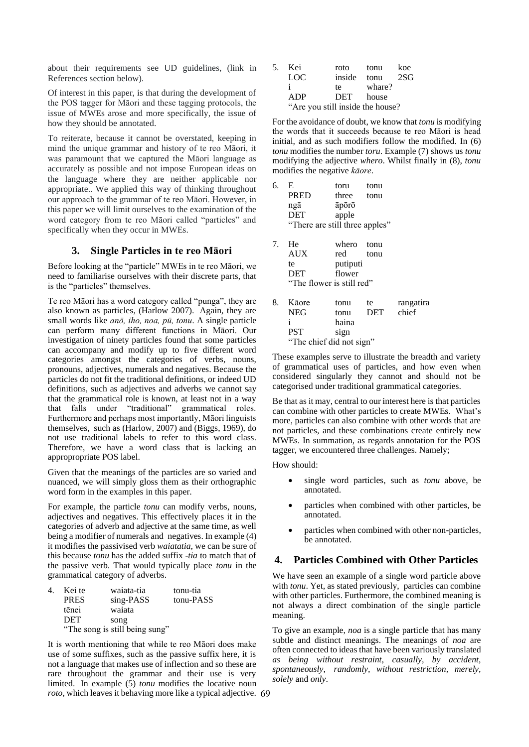about their requirements see UD guidelines, (link in References section below).

Of interest in this paper, is that during the development of the POS tagger for Māori and these tagging protocols, the issue of MWEs arose and more specifically, the issue of how they should be annotated.

To reiterate, because it cannot be overstated, keeping in mind the unique grammar and history of te reo Māori, it was paramount that we captured the Māori language as accurately as possible and not impose European ideas on the language where they are neither applicable nor appropriate.. We applied this way of thinking throughout our approach to the grammar of te reo Māori. However, in this paper we will limit ourselves to the examination of the word category from te reo Māori called "particles" and specifically when they occur in MWEs.

## 3. Single Particles in te reo Māori

Before looking at the "particle" MWEs in te reo Māori, we need to familiarise ourselves with their discrete parts, that is the "particles" themselves.

Te reo Māori has a word category called "punga", they are also known as particles, (Harlow 2007). Again, they are small words like *anō, iho, noa, pū, tonu*. A single particle can perform many different functions in Māori. Our investigation of ninety particles found that some particles can accompany and modify up to five different word categories amongst the categories of verbs, nouns, pronouns, adjectives, numerals and negatives. Because the particles do not fit the traditional definitions, or indeed UD definitions, such as adjectives and adverbs we cannot say that the grammatical role is known, at least not in a way that falls under "traditional" grammatical roles. Furthermore and perhaps most importantly, Māori linguists themselves, such as (Harlow, 2007) and (Biggs, 1969), do not use traditional labels to refer to this word class. Therefore, we have a word class that is lacking an approprropriate POS label.

Given that the meanings of the particles are so varied and nuanced, we will simply gloss them as their orthographic word form in the examples in this paper.

For example, the particle *tonu* can modify verbs, nouns, adjectives and negatives. This effectively places it in the categories of adverb and adjective at the same time, as well being a modifier of numerals and negatives. In example (4) it modifies the passivised verb *waiatatia*, we can be sure of this because *tonu* has the added suffix *-tia* to match that of the passive verb. That would typically place *tonu* in the grammatical category of adverbs.

4. Kei te waiata-tia tonu-tia
   PRES sing-PASS tonu-PASS
   tēnei waiata
   DET song
   "The song is still being sung"

It is worth mentioning that while te reo Māori does make use of some suffixes, such as the passive suffix here, it is not a language that makes use of inflection and so these are rare throughout the grammar and their use is very limited. In example (5) *tonu* modifies the locative noun *roto*, which leaves it behaving more like a typical adjective.

5. Kei roto tonu koe
   LOC inside tonu 2SG
   i te whare?
   ADP DET house
   "Are you still inside the house?

For the avoidance of doubt, we know that *tonu* is modifying the words that it succeeds because te reo Māori is head initial, and as such modifiers follow the modified. In (6) *tonu* modifies the number *toru*. Example (7) shows us *tonu* modifying the adjective *whero*. Whilst finally in (8), *tonu* modifies the negative *kāore*.

6. E toru tonu
   PRED three tonu
   ngā āpōrō
   DET apple
   "There are still three apples"

7. He whero tonu
   AUX red tonu
   te putiputi
   DET flower
   "The flower is still red"

8. Kāore tonu te rangatira
   NEG tonu DET chief
   i haina
   PST sign
   "The chief did not sign"

These examples serve to illustrate the breadth and variety of grammatical uses of particles, and how even when considered singularly they cannot and should not be categorised under traditional grammatical categories.

Be that as it may, central to our interest here is that particles can combine with other particles to create MWEs. What's more, particles can also combine with other words that are not particles, and these combinations create entirely new MWEs. In summation, as regards annotation for the POS tagger, we encountered three challenges. Namely;

How should:

- single word particles, such as *tonu* above, be annotated.
- particles when combined with other particles, be annotated.
- particles when combined with other non-particles, be annotated.

## 4. Particles Combined with Other Particles

We have seen an example of a single word particle above with *tonu*. Yet, as stated previously, particles can combine with other particles. Furthermore, the combined meaning is not always a direct combination of the single particle meaning.

To give an example, *noa* is a single particle that has many subtle and distinct meanings. The meanings of *noa* are often connected to ideas that have been variously translated *as being without restraint, casually, by accident, spontaneously, randomly, without restriction, merely, solely* and *only*.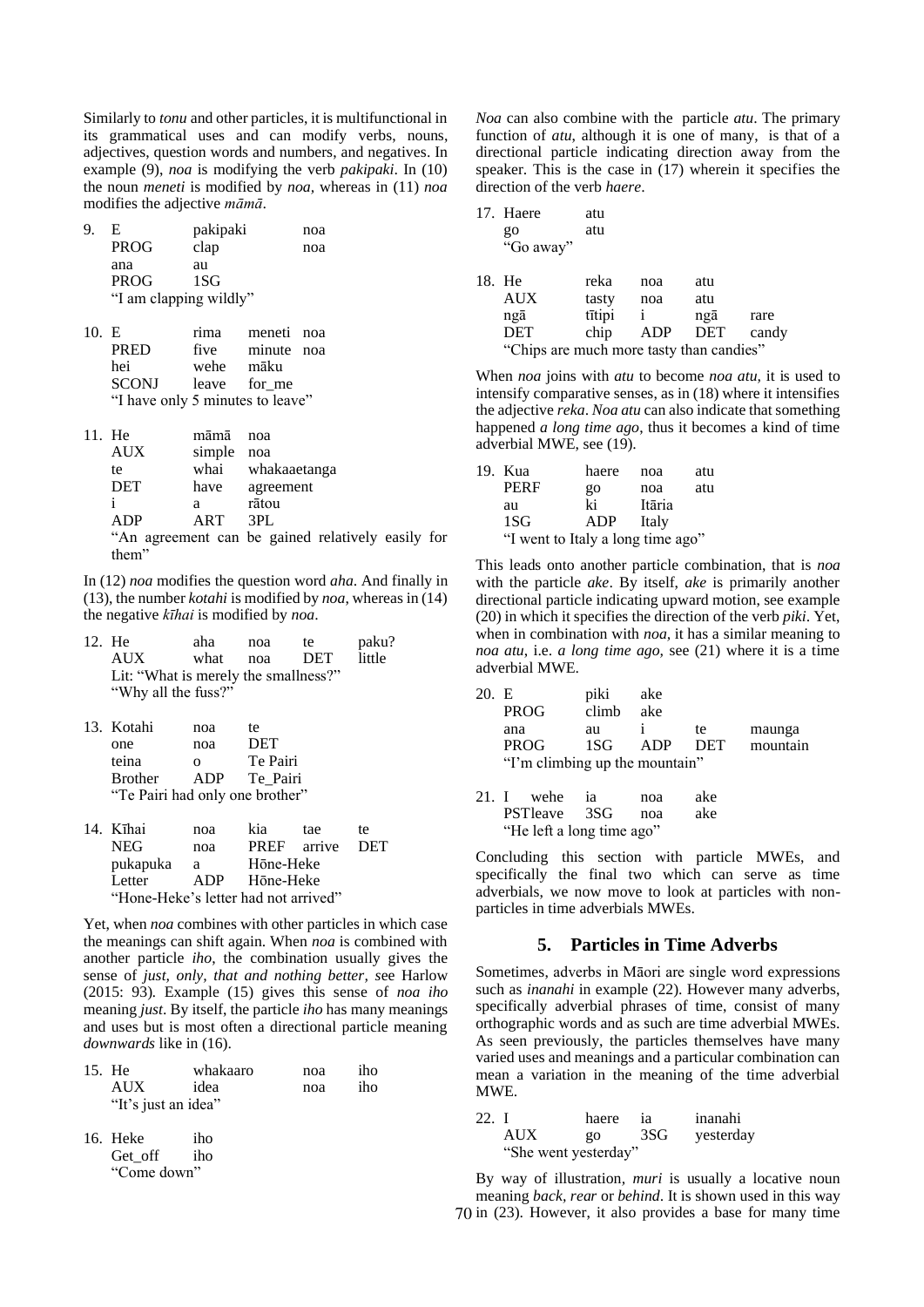Similarly to *tonu* and other particles, it is multifunctional in its grammatical uses and can modify verbs, nouns, adjectives, question words and numbers, and negatives. In example (9), *noa* is modifying the verb *pakipaki*. In (10) the noun *meneti* is modified by *noa*, whereas in (11) *noa* modifies the adjective *māmā*.

9. E pakipaki noa
   PROG clap noa
   ana au
   PROG 1SG
   "I am clapping wildly"

10. E rima meneti noa
    PRED five minute noa
    hei wehe māku
    SCONJ leave for_me
    "I have only 5 minutes to leave"

11. He māmā noa
    AUX simple noa
    te whai whakaaetanga
    DET have agreement
    i a rātou
    ADP ART 3PL
    "An agreement can be gained relatively easily for them"

In (12) *noa* modifies the question word *aha*. And finally in (13), the number *kotahi* is modified by *noa*, whereas in (14) the negative *kīhai* is modified by *noa*.

12. He aha noa te paku?
    AUX what noa DET little
    Lit: "What is merely the smallness?"
    "Why all the fuss?"

13. Kotahi noa te
    one noa DET
    teina o Te Pairi
    Brother ADP Te_Pairi
    "Te Pairi had only one brother"

14. Kīhai noa kia tae te
    NEG noa PREF arrive DET
    pukapuka a Hōne-Heke
    Letter ADP Hōne-Heke
    "Hone-Heke's letter had not arrived"

Yet, when *noa* combines with other particles in which case the meanings can shift again. When *noa* is combined with another particle *iho*, the combination usually gives the sense of *just, only, that and nothing better*, see Harlow (2015: 93). Example (15) gives this sense of *noa iho* meaning *just*. By itself, the particle *iho* has many meanings and uses but is most often a directional particle meaning *downwards* like in (16).

15. He whakaaro noa iho
    AUX idea noa iho
    "It's just an idea"

16. Heke iho
    Get_off iho
    "Come down"

*Noa* can also combine with the particle *atu*. The primary function of *atu*, although it is one of many, is that of a directional particle indicating direction away from the speaker. This is the case in (17) wherein it specifies the direction of the verb *haere*.

17. Haere atu
    go atu
    "Go away"

18. He reka noa atu
    AUX tasty noa atu
    ngā tītipi i ngā rare
    DET chip ADP DET candy
    "Chips are much more tasty than candies"

When *noa* joins with *atu* to become *noa atu*, it is used to intensify comparative senses, as in (18) where it intensifies the adjective *reka*. *Noa atu* can also indicate that something happened *a long time ago*, thus it becomes a kind of time adverbial MWE, see (19).

19. Kua haere noa atu
    PERF go noa atu
    au ki Itāria
    1SG ADP Italy
    "I went to Italy a long time ago"

This leads onto another particle combination, that is *noa* with the particle *ake*. By itself, *ake* is primarily another directional particle indicating upward motion, see example (20) in which it specifies the direction of the verb *piki*. Yet, when in combination with *noa*, it has a similar meaning to *noa atu*, i.e. *a long time ago*, see (21) where it is a time adverbial MWE.

20. E piki ake
    PROG climb ake
    ana au i te maunga
    PROG 1SG ADP DET mountain
    "I'm climbing up the mountain"

21. I wehe ia noa ake
    PSTleave 3SG noa ake
    "He left a long time ago"

Concluding this section with particle MWEs, and specifically the final two which can serve as time adverbials, we now move to look at particles with non-particles in time adverbials MWEs.

## 5. Particles in Time Adverbs

Sometimes, adverbs in Māori are single word expressions such as *inanahi* in example (22). However many adverbs, specifically adverbial phrases of time, consist of many orthographic words and as such are time adverbial MWEs. As seen previously, the particles themselves have many varied uses and meanings and a particular combination can mean a variation in the meaning of the time adverbial MWE.

22. I haere ia inanahi
    AUX go 3SG yesterday
    "She went yesterday"

By way of illustration, *muri* is usually a locative noun meaning *back, rear* or *behind*. It is shown used in this way in (23). However, it also provides a base for many time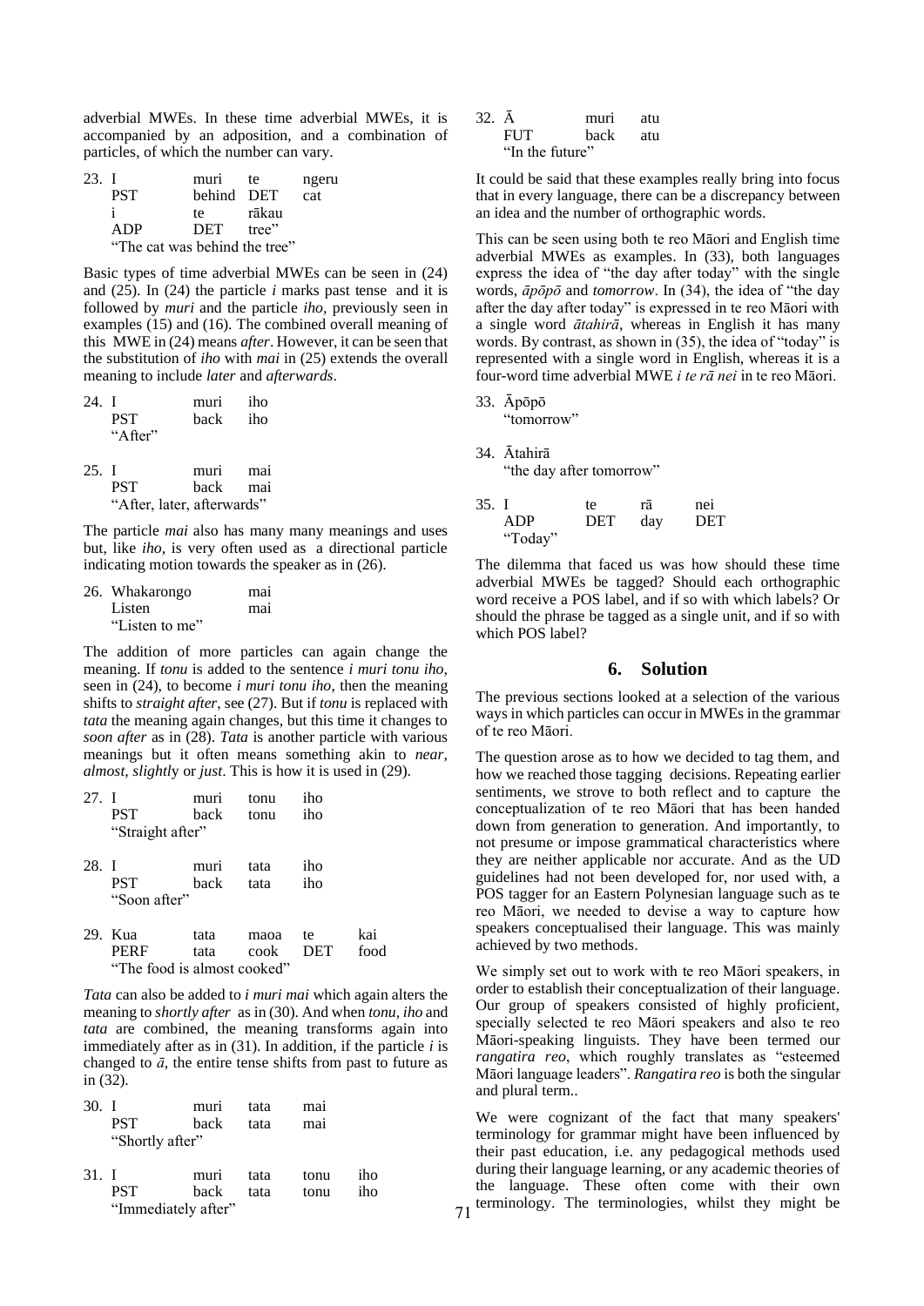adverbial MWEs. In these time adverbial MWEs, it is accompanied by an adposition, and a combination of particles, of which the number can vary.

23. I muri te ngeru
    PST behind DET cat
    i te rākau
    ADP DET tree"
    "The cat was behind the tree"

Basic types of time adverbial MWEs can be seen in (24) and (25). In (24) the particle *i* marks past tense and it is followed by *muri* and the particle *iho*, previously seen in examples (15) and (16). The combined overall meaning of this MWE in (24) means *after*. However, it can be seen that the substitution of *iho* with *mai* in (25) extends the overall meaning to include *later* and *afterwards*.

24. I muri iho
    PST back iho
    "After"

25. I muri mai
    PST back mai
    "After, later, afterwards"

The particle *mai* also has many many meanings and uses but, like *iho*, is very often used as a directional particle indicating motion towards the speaker as in (26).

26. Whakarongo mai
    Listen mai
    "Listen to me"

The addition of more particles can again change the meaning. If *tonu* is added to the sentence *i muri tonu iho*, seen in (24), to become *i muri tonu iho*, then the meaning shifts to *straight after*, see (27). But if *tonu* is replaced with *tata* the meaning again changes, but this time it changes to *soon after* as in (28). *Tata* is another particle with various meanings but it often means something akin to *near, almost, slightly* or *just*. This is how it is used in (29).

27. I muri tonu iho
    PST back tonu iho
    "Straight after"

28. I muri tata iho
    PST back tata iho
    "Soon after"

29. Kua tata maoa te kai
    PERF tata cook DET food
    "The food is almost cooked"

*Tata* can also be added to *i muri mai* which again alters the meaning to *shortly after* as in (30). And when *tonu, iho* and *tata* are combined, the meaning transforms again into immediately after as in (31). In addition, if the particle *i* is changed to *ā*, the entire tense shifts from past to future as in (32).

30. I muri tata mai
    PST back tata mai
    "Shortly after"

31. I muri tata tonu iho
    PST back tata tonu iho
    "Immediately after"

32. Ā muri atu
    FUT back atu
    "In the future"

It could be said that these examples really bring into focus that in every language, there can be a discrepancy between an idea and the number of orthographic words.

This can be seen using both te reo Māori and English time adverbial MWEs as examples. In (33), both languages express the idea of "the day after today" with the single words, *āpōpō* and *tomorrow*. In (34), the idea of "the day after the day after today" is expressed in te reo Māori with a single word *ātahirā*, whereas in English it has many words. By contrast, as shown in (35), the idea of "today" is represented with a single word in English, whereas it is a four-word time adverbial MWE *i te rā nei* in te reo Māori.

33. Āpōpō
    "tomorrow"

34. Ātahirā
    "the day after tomorrow"

35. I te rā nei
    ADP DET day DET
    "Today"

The dilemma that faced us was how should these time adverbial MWEs be tagged? Should each orthographic word receive a POS label, and if so with which labels? Or should the phrase be tagged as a single unit, and if so with which POS label?

## 6. Solution

The previous sections looked at a selection of the various ways in which particles can occur in MWEs in the grammar of te reo Māori.

The question arose as to how we decided to tag them, and how we reached those tagging decisions. Repeating earlier sentiments, we strove to both reflect and to capture the conceptualization of te reo Māori that has been handed down from generation to generation. And importantly, to not presume or impose grammatical characteristics where they are neither applicable nor accurate. And as the UD guidelines had not been developed for, nor used with, a POS tagger for an Eastern Polynesian language such as te reo Māori, we needed to devise a way to capture how speakers conceptualised their language. This was mainly achieved by two methods.

We simply set out to work with te reo Māori speakers, in order to establish their conceptualization of their language. Our group of speakers consisted of highly proficient, specially selected te reo Māori speakers and also te reo Māori-speaking linguists. They have been termed our *rangatira reo*, which roughly translates as "esteemed Māori language leaders". *Rangatira reo* is both the singular and plural term..

We were cognizant of the fact that many speakers' terminology for grammar might have been influenced by their past education, i.e. any pedagogical methods used during their language learning, or any academic theories of the language. These often come with their own terminology. The terminologies, whilst they might be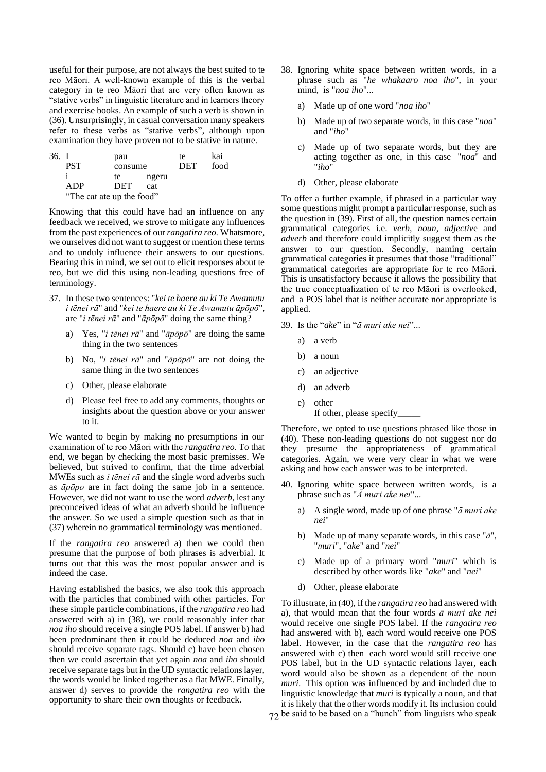useful for their purpose, are not always the best suited to te reo Māori. A well-known example of this is the verbal category in te reo Māori that are very often known as "stative verbs" in linguistic literature and in learners theory and exercise books. An example of such a verb is shown in (36). Unsurprisingly, in casual conversation many speakers refer to these verbs as "stative verbs", although upon examination they have proven not to be stative in nature.

36.

| I | pau | te | kai |
|---|---|---|---|
| PST | consume | DET | food |
| i | te | ngeru | |
| ADP | DET | cat | |

"The cat ate up the food"

Knowing that this could have had an influence on any feedback we received, we strove to mitigate any influences from the past experiences of our *rangatira reo*. Whatsmore, we ourselves did not want to suggest or mention these terms and to unduly influence their answers to our questions. Bearing this in mind, we set out to elicit responses about te reo, but we did this using non-leading questions free of terminology.

37. In these two sentences: "*kei te haere au ki Te Awamutu i tēnei rā*" and "*kei te haere au ki Te Awamutu āpōpō*", are "*i tēnei rā*" and "*āpōpō*" doing the same thing?

    a) Yes, "*i tēnei rā*" and "*āpōpō*" are doing the same thing in the two sentences

    b) No, "*i tēnei rā*" and "*āpōpō*" are not doing the same thing in the two sentences

    c) Other, please elaborate

    d) Please feel free to add any comments, thoughts or insights about the question above or your answer to it.

We wanted to begin by making no presumptions in our examination of te reo Māori with the *rangatira reo*. To that end, we began by checking the most basic premisses. We believed, but strived to confirm, that the time adverbial MWEs such as *i tēnei rā* and the single word adverbs such as *āpōpo* are in fact doing the same job in a sentence. However, we did not want to use the word *adverb*, lest any preconceived ideas of what an adverb should be influence the answer. So we used a simple question such as that in (37) wherein no grammatical terminology was mentioned.

If the *rangatira reo* answered a) then we could then presume that the purpose of both phrases is adverbial. It turns out that this was the most popular answer and is indeed the case.

Having established the basics, we also took this approach with the particles that combined with other particles. For these simple particle combinations, if the *rangatira reo* had answered with a) in (38), we could reasonably infer that *noa iho* should receive a single POS label. If answer b) had been predominant then it could be deduced *noa* and *iho* should receive separate tags. Should c) have been chosen then we could ascertain that yet again *noa* and *iho* should receive separate tags but in the UD syntactic relations layer, the words would be linked together as a flat MWE. Finally, answer d) serves to provide the *rangatira reo* with the opportunity to share their own thoughts or feedback.

38. Ignoring white space between written words, in a phrase such as "*he whakaaro noa iho*", in your mind, is "*noa iho*"...

    a) Made up of one word "*noa iho*"

    b) Made up of two separate words, in this case "*noa*" and "*iho*"

    c) Made up of two separate words, but they are acting together as one, in this case "*noa*" and "*iho*"

    d) Other, please elaborate

To offer a further example, if phrased in a particular way some questions might prompt a particular response, such as the question in (39). First of all, the question names certain grammatical categories i.e. *verb*, *noun*, *adjective* and *adverb* and therefore could implicitly suggest them as the answer to our question. Secondly, naming certain grammatical categories it presumes that those "traditional" grammatical categories are appropriate for te reo Māori. This is unsatisfactory because it allows the possibility that the true conceptualization of te reo Māori is overlooked, and a POS label that is neither accurate nor appropriate is applied.

39. Is the "*ake*" in "*ā muri ake nei*"...

    a) a verb

    b) a noun

    c) an adjective

    d) an adverb

    e) other
    If other, please specify_____

Therefore, we opted to use questions phrased like those in (40). These non-leading questions do not suggest nor do they presume the appropriateness of grammatical categories. Again, we were very clear in what we were asking and how each answer was to be interpreted.

40. Ignoring white space between written words, is a phrase such as "*Ā muri ake nei*"...

    a) A single word, made up of one phrase "*ā muri ake nei*"

    b) Made up of many separate words, in this case "*ā*", "*muri*", "*ake*" and "*nei*"

    c) Made up of a primary word "*muri*" which is described by other words like "*ake*" and "*nei*"

    d) Other, please elaborate

To illustrate, in (40), if the *rangatira reo* had answered with a), that would mean that the four words *ā muri ake nei* would receive one single POS label. If the *rangatira reo* had answered with b), each word would receive one POS label. However, in the case that the *rangatira reo* has answered with c) then each word would still receive one POS label, but in the UD syntactic relations layer, each word would also be shown as a dependent of the noun *muri*. This option was influenced by and included due to linguistic knowledge that *muri* is typically a noun, and that it is likely that the other words modify it. Its inclusion could be said to be based on a "hunch" from linguists who speak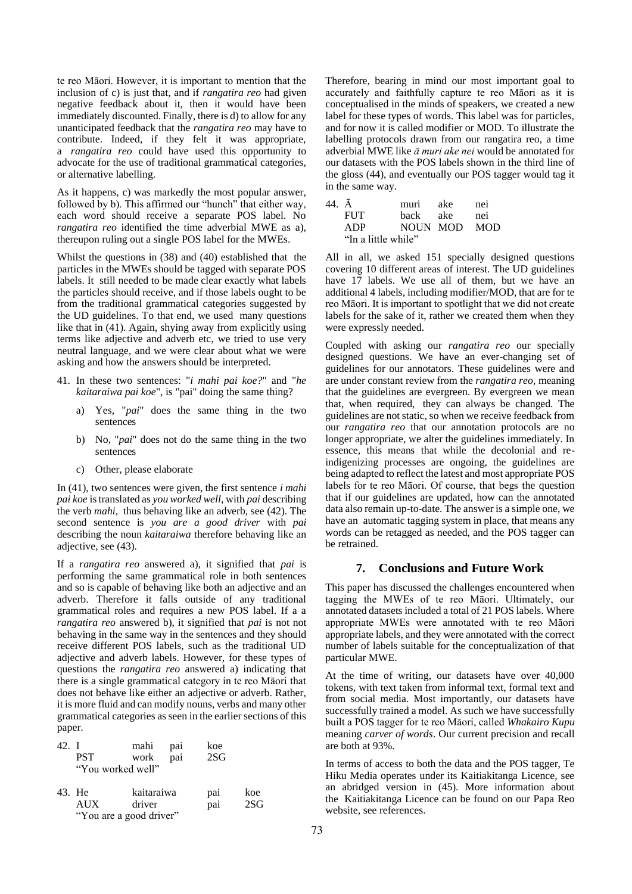te reo Māori. However, it is important to mention that the inclusion of c) is just that, and if *rangatira reo* had given negative feedback about it, then it would have been immediately discounted. Finally, there is d) to allow for any unanticipated feedback that the *rangatira reo* may have to contribute. Indeed, if they felt it was appropriate, a *rangatira reo* could have used this opportunity to advocate for the use of traditional grammatical categories, or alternative labelling.

As it happens, c) was markedly the most popular answer, followed by b). This affirmed our "hunch" that either way, each word should receive a separate POS label. No *rangatira reo* identified the time adverbial MWE as a), thereupon ruling out a single POS label for the MWEs.

Whilst the questions in (38) and (40) established that the particles in the MWEs should be tagged with separate POS labels. It still needed to be made clear exactly what labels the particles should receive, and if those labels ought to be from the traditional grammatical categories suggested by the UD guidelines. To that end, we used many questions like that in (41). Again, shying away from explicitly using terms like adjective and adverb etc, we tried to use very neutral language, and we were clear about what we were asking and how the answers should be interpreted.

41. In these two sentences: "*i mahi pai koe?*" and "*he kaitaraiwa pai koe*", is "pai" doing the same thing?
    a) Yes, "*pai*" does the same thing in the two sentences
    b) No, "*pai*" does not do the same thing in the two sentences
    c) Other, please elaborate

In (41), two sentences were given, the first sentence *i mahi pai koe* is translated as *you worked well*, with *pai* describing the verb *mahi*, thus behaving like an adverb, see (42). The second sentence is *you are a good driver* with *pai* describing the noun *kaitaraiwa* therefore behaving like an adjective, see (43).

If a *rangatira reo* answered a), it signified that *pai* is performing the same grammatical role in both sentences and so is capable of behaving like both an adjective and an adverb. Therefore it falls outside of any traditional grammatical roles and requires a new POS label. If a a *rangatira reo* answered b), it signified that *pai* is not behaving in the same way in the sentences and they should receive different POS labels, such as the traditional UD adjective and adverb labels. However, for these types of questions the *rangatira reo* answered a) indicating that there is a single grammatical category in te reo Māori that does not behave like either an adjective or adverb. Rather, it is more fluid and can modify nouns, verbs and many other grammatical categories as seen in the earlier sections of this paper.

```
42. I      mahi   pai    koe
    PST    work   pai    2SG
    "You worked well"

43. He     kaitaraiwa   pai    koe
    AUX    driver       pai    2SG
    "You are a good driver"
```

Therefore, bearing in mind our most important goal to accurately and faithfully capture te reo Māori as it is conceptualised in the minds of speakers, we created a new label for these types of words. This label was for particles, and for now it is called modifier or MOD. To illustrate the labelling protocols drawn from our rangatira reo, a time adverbial MWE like *ā muri ake nei* would be annotated for our datasets with the POS labels shown in the third line of the gloss (44), and eventually our POS tagger would tag it in the same way.

```
44. Ā      muri   ake   nei
    FUT    back   ake   nei
    ADP    NOUN   MOD   MOD
    "In a little while"
```

All in all, we asked 151 specially designed questions covering 10 different areas of interest. The UD guidelines have 17 labels. We use all of them, but we have an additional 4 labels, including modifier/MOD, that are for te reo Māori. It is important to spotlight that we did not create labels for the sake of it, rather we created them when they were expressly needed.

Coupled with asking our *rangatira reo* our specially designed questions. We have an ever-changing set of guidelines for our annotators. These guidelines were and are under constant review from the *rangatira reo*, meaning that the guidelines are evergreen. By evergreen we mean that, when required, they can always be changed. The guidelines are not static, so when we receive feedback from our *rangatira reo* that our annotation protocols are no longer appropriate, we alter the guidelines immediately. In essence, this means that while the decolonial and re-indigenizing processes are ongoing, the guidelines are being adapted to reflect the latest and most appropriate POS labels for te reo Māori. Of course, that begs the question that if our guidelines are updated, how can the annotated data also remain up-to-date. The answer is a simple one, we have an automatic tagging system in place, that means any words can be retagged as needed, and the POS tagger can be retrained.

## 7. Conclusions and Future Work

This paper has discussed the challenges encountered when tagging the MWEs of te reo Māori. Ultimately, our annotated datasets included a total of 21 POS labels. Where appropriate MWEs were annotated with te reo Māori appropriate labels, and they were annotated with the correct number of labels suitable for the conceptualization of that particular MWE.

At the time of writing, our datasets have over 40,000 tokens, with text taken from informal text, formal text and from social media. Most importantly, our datasets have successfully trained a model. As such we have successfully built a POS tagger for te reo Māori, called *Whakairo Kupu* meaning *carver of words*. Our current precision and recall are both at 93%.

In terms of access to both the data and the POS tagger, Te Hiku Media operates under its Kaitiakitanga Licence, see an abridged version in (45). More information about the Kaitiakitanga Licence can be found on our Papa Reo website, see references.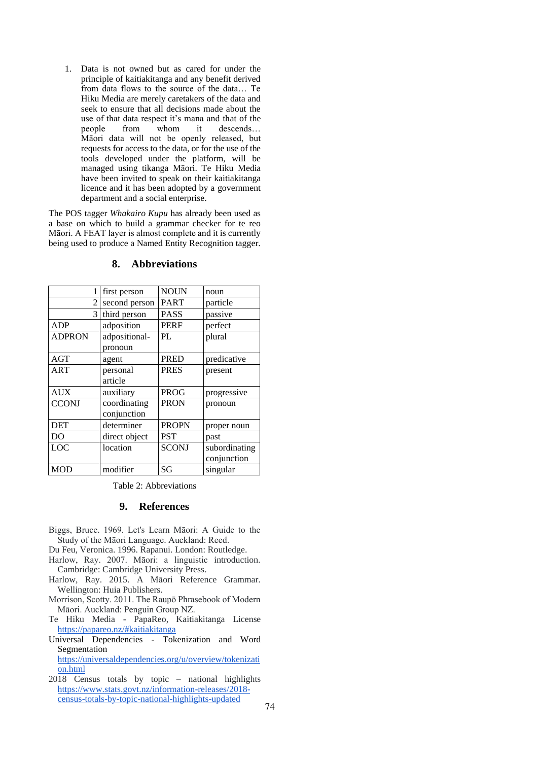1. Data is not owned but as cared for under the principle of kaitiakitanga and any benefit derived from data flows to the source of the data… Te Hiku Media are merely caretakers of the data and seek to ensure that all decisions made about the use of that data respect it's mana and that of the people from whom it descends… Māori data will not be openly released, but requests for access to the data, or for the use of the tools developed under the platform, will be managed using tikanga Māori. Te Hiku Media have been invited to speak on their kaitiakitanga licence and it has been adopted by a government department and a social enterprise.

The POS tagger *Whakairo Kupu* has already been used as a base on which to build a grammar checker for te reo Māori. A FEAT layer is almost complete and it is currently being used to produce a Named Entity Recognition tagger.

## 8. Abbreviations

| | | | |
|---|---|---|---|
| 1 | first person | NOUN | noun |
| 2 | second person | PART | particle |
| 3 | third person | PASS | passive |
| ADP | adposition | PERF | perfect |
| ADPRON | adpositional-pronoun | PL | plural |
| AGT | agent | PRED | predicative |
| ART | personal article | PRES | present |
| AUX | auxiliary | PROG | progressive |
| CCONJ | coordinating conjunction | PRON | pronoun |
| DET | determiner | PROPN | proper noun |
| DO | direct object | PST | past |
| LOC | location | SCONJ | subordinating conjunction |
| MOD | modifier | SG | singular |

Table 2: Abbreviations

## 9. References

Biggs, Bruce. 1969. Let's Learn Māori: A Guide to the Study of the Māori Language. Auckland: Reed.

Du Feu, Veronica. 1996. Rapanui. London: Routledge.

Harlow, Ray. 2007. Māori: a linguistic introduction. Cambridge: Cambridge University Press.

Harlow, Ray. 2015. A Māori Reference Grammar. Wellington: Huia Publishers.

Morrison, Scotty. 2011. The Raupō Phrasebook of Modern Māori. Auckland: Penguin Group NZ.

Te Hiku Media - PapaReo, Kaitiakitanga License https://papareo.nz/#kaitiakitanga

Universal Dependencies - Tokenization and Word Segmentation https://universaldependencies.org/u/overview/tokenization.html

2018 Census totals by topic – national highlights https://www.stats.govt.nz/information-releases/2018-census-totals-by-topic-national-highlights-updated